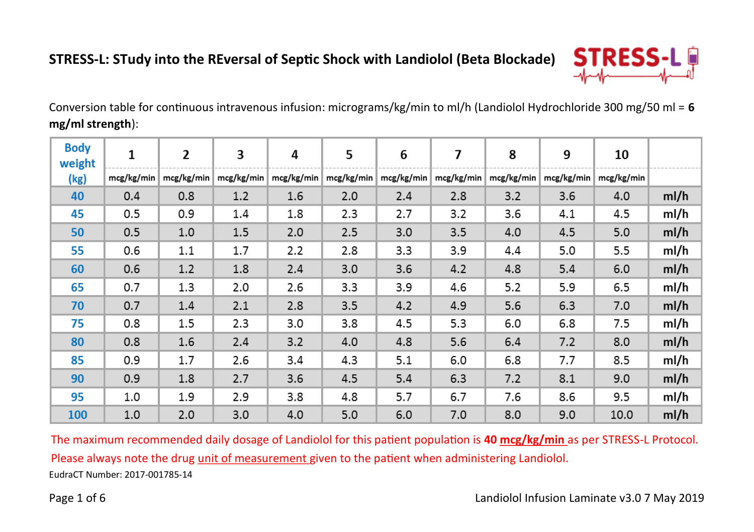# STRESS-L: STudy into the REversal of Septic Shock with Landiolol (Beta Blockade)

Conversion table for continuous intravenous infusion: micrograms/kg/min to ml/h (Landiolol Hydrochloride 300 mg/50 ml = **6 mg/ml strength**):

| Body weight (kg) | 1 mcg/kg/min | 2 mcg/kg/min | 3 mcg/kg/min | 4 mcg/kg/min | 5 mcg/kg/min | 6 mcg/kg/min | 7 mcg/kg/min | 8 mcg/kg/min | 9 mcg/kg/min | 10 mcg/kg/min | |
|---|---|---|---|---|---|---|---|---|---|---|---|
| 40 | 0.4 | 0.8 | 1.2 | 1.6 | 2.0 | 2.4 | 2.8 | 3.2 | 3.6 | 4.0 | ml/h |
| 45 | 0.5 | 0.9 | 1.4 | 1.8 | 2.3 | 2.7 | 3.2 | 3.6 | 4.1 | 4.5 | ml/h |
| 50 | 0.5 | 1.0 | 1.5 | 2.0 | 2.5 | 3.0 | 3.5 | 4.0 | 4.5 | 5.0 | ml/h |
| 55 | 0.6 | 1.1 | 1.7 | 2.2 | 2.8 | 3.3 | 3.9 | 4.4 | 5.0 | 5.5 | ml/h |
| 60 | 0.6 | 1.2 | 1.8 | 2.4 | 3.0 | 3.6 | 4.2 | 4.8 | 5.4 | 6.0 | ml/h |
| 65 | 0.7 | 1.3 | 2.0 | 2.6 | 3.3 | 3.9 | 4.6 | 5.2 | 5.9 | 6.5 | ml/h |
| 70 | 0.7 | 1.4 | 2.1 | 2.8 | 3.5 | 4.2 | 4.9 | 5.6 | 6.3 | 7.0 | ml/h |
| 75 | 0.8 | 1.5 | 2.3 | 3.0 | 3.8 | 4.5 | 5.3 | 6.0 | 6.8 | 7.5 | ml/h |
| 80 | 0.8 | 1.6 | 2.4 | 3.2 | 4.0 | 4.8 | 5.6 | 6.4 | 7.2 | 8.0 | ml/h |
| 85 | 0.9 | 1.7 | 2.6 | 3.4 | 4.3 | 5.1 | 6.0 | 6.8 | 7.7 | 8.5 | ml/h |
| 90 | 0.9 | 1.8 | 2.7 | 3.6 | 4.5 | 5.4 | 6.3 | 7.2 | 8.1 | 9.0 | ml/h |
| 95 | 1.0 | 1.9 | 2.9 | 3.8 | 4.8 | 5.7 | 6.7 | 7.6 | 8.6 | 9.5 | ml/h |
| 100 | 1.0 | 2.0 | 3.0 | 4.0 | 5.0 | 6.0 | 7.0 | 8.0 | 9.0 | 10.0 | ml/h |

The maximum recommended daily dosage of Landiolol for this patient population is **40 mcg/kg/min** as per STRESS-L Protocol.

Please always note the drug unit of measurement given to the patient when administering Landiolol.

EudraCT Number: 2017-001785-14

Landiolol Infusion Laminate v3.0 7 May 2019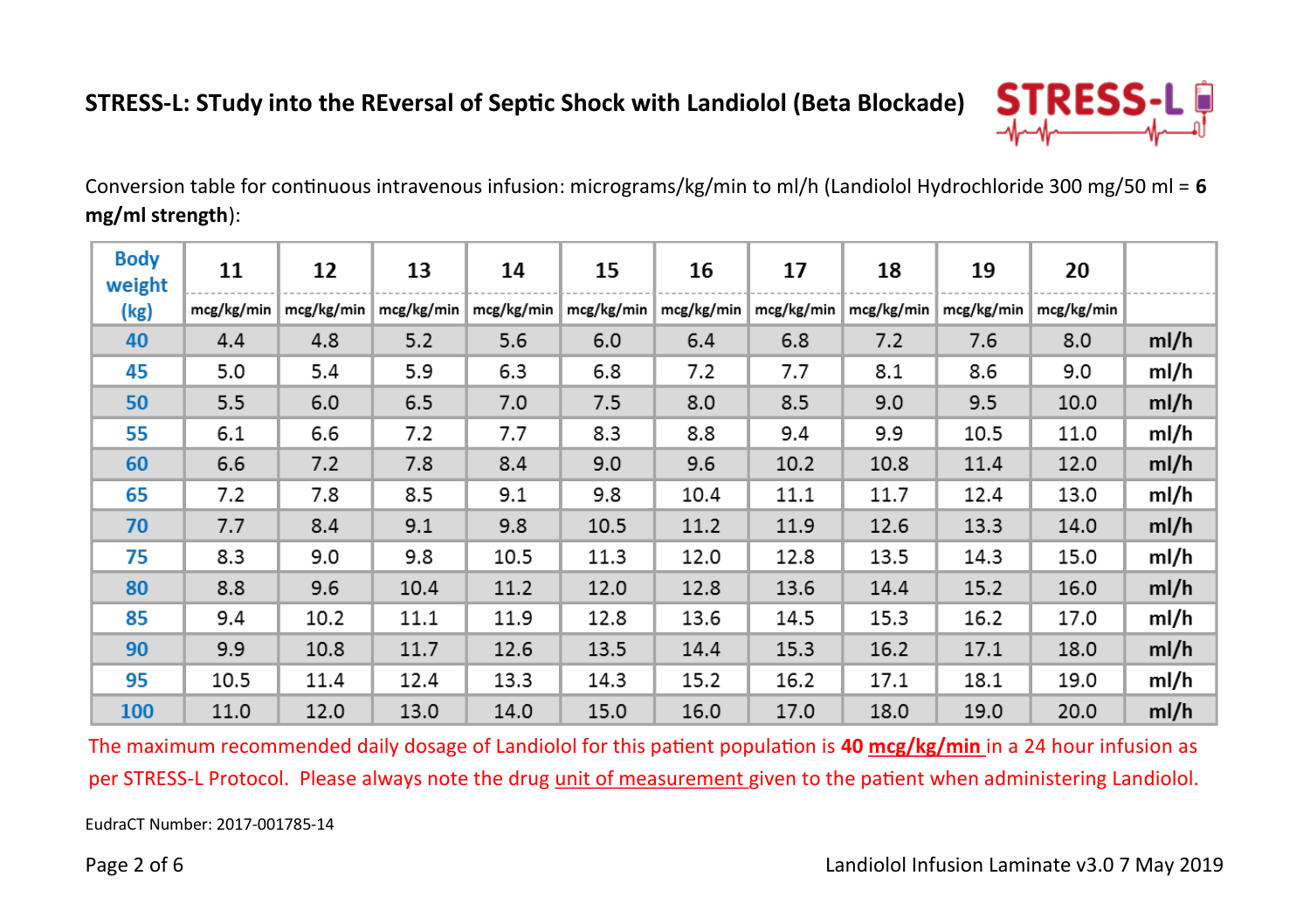## STRESS-L: STudy into the REversal of Septic Shock with Landiolol (Beta Blockade)

Conversion table for continuous intravenous infusion: micrograms/kg/min to ml/h (Landiolol Hydrochloride 300 mg/50 ml = **6 mg/ml strength**):

| Body weight (kg) | 11 mcg/kg/min | 12 mcg/kg/min | 13 mcg/kg/min | 14 mcg/kg/min | 15 mcg/kg/min | 16 mcg/kg/min | 17 mcg/kg/min | 18 mcg/kg/min | 19 mcg/kg/min | 20 mcg/kg/min | |
|---|---|---|---|---|---|---|---|---|---|---|---|
| 40 | 4.4 | 4.8 | 5.2 | 5.6 | 6.0 | 6.4 | 6.8 | 7.2 | 7.6 | 8.0 | ml/h |
| 45 | 5.0 | 5.4 | 5.9 | 6.3 | 6.8 | 7.2 | 7.7 | 8.1 | 8.6 | 9.0 | ml/h |
| 50 | 5.5 | 6.0 | 6.5 | 7.0 | 7.5 | 8.0 | 8.5 | 9.0 | 9.5 | 10.0 | ml/h |
| 55 | 6.1 | 6.6 | 7.2 | 7.7 | 8.3 | 8.8 | 9.4 | 9.9 | 10.5 | 11.0 | ml/h |
| 60 | 6.6 | 7.2 | 7.8 | 8.4 | 9.0 | 9.6 | 10.2 | 10.8 | 11.4 | 12.0 | ml/h |
| 65 | 7.2 | 7.8 | 8.5 | 9.1 | 9.8 | 10.4 | 11.1 | 11.7 | 12.4 | 13.0 | ml/h |
| 70 | 7.7 | 8.4 | 9.1 | 9.8 | 10.5 | 11.2 | 11.9 | 12.6 | 13.3 | 14.0 | ml/h |
| 75 | 8.3 | 9.0 | 9.8 | 10.5 | 11.3 | 12.0 | 12.8 | 13.5 | 14.3 | 15.0 | ml/h |
| 80 | 8.8 | 9.6 | 10.4 | 11.2 | 12.0 | 12.8 | 13.6 | 14.4 | 15.2 | 16.0 | ml/h |
| 85 | 9.4 | 10.2 | 11.1 | 11.9 | 12.8 | 13.6 | 14.5 | 15.3 | 16.2 | 17.0 | ml/h |
| 90 | 9.9 | 10.8 | 11.7 | 12.6 | 13.5 | 14.4 | 15.3 | 16.2 | 17.1 | 18.0 | ml/h |
| 95 | 10.5 | 11.4 | 12.4 | 13.3 | 14.3 | 15.2 | 16.2 | 17.1 | 18.1 | 19.0 | ml/h |
| 100 | 11.0 | 12.0 | 13.0 | 14.0 | 15.0 | 16.0 | 17.0 | 18.0 | 19.0 | 20.0 | ml/h |

The maximum recommended daily dosage of Landiolol for this patient population is **40 mcg/kg/min** in a 24 hour infusion as per STRESS-L Protocol. Please always note the drug unit of measurement given to the patient when administering Landiolol.

EudraCT Number: 2017-001785-14

Landiolol Infusion Laminate v3.0 7 May 2019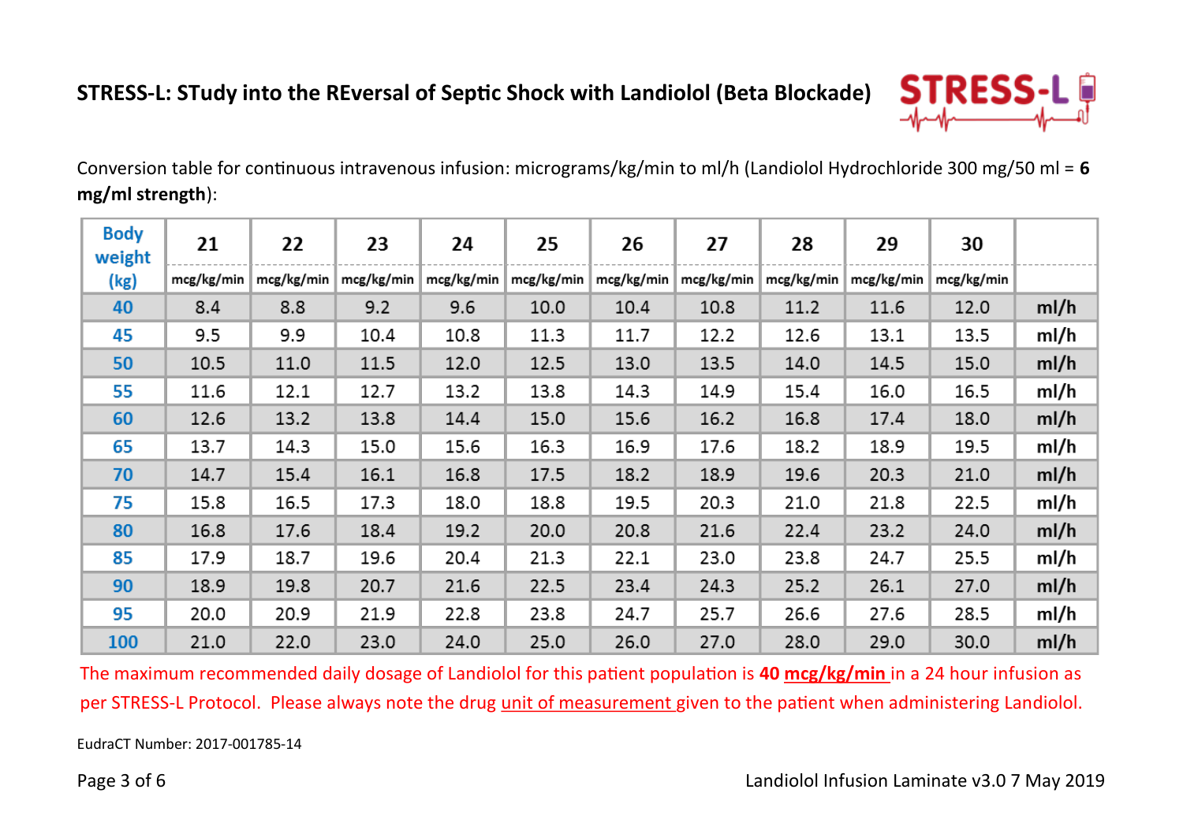**STRESS-L: STudy into the REversal of Septic Shock with Landiolol (Beta Blockade)**

Conversion table for continuous intravenous infusion: micrograms/kg/min to ml/h (Landiolol Hydrochloride 300 mg/50 ml = **6 mg/ml strength**):

| Body weight (kg) | 21 mcg/kg/min | 22 mcg/kg/min | 23 mcg/kg/min | 24 mcg/kg/min | 25 mcg/kg/min | 26 mcg/kg/min | 27 mcg/kg/min | 28 mcg/kg/min | 29 mcg/kg/min | 30 mcg/kg/min | |
|---|---|---|---|---|---|---|---|---|---|---|---|
| 40 | 8.4 | 8.8 | 9.2 | 9.6 | 10.0 | 10.4 | 10.8 | 11.2 | 11.6 | 12.0 | ml/h |
| 45 | 9.5 | 9.9 | 10.4 | 10.8 | 11.3 | 11.7 | 12.2 | 12.6 | 13.1 | 13.5 | ml/h |
| 50 | 10.5 | 11.0 | 11.5 | 12.0 | 12.5 | 13.0 | 13.5 | 14.0 | 14.5 | 15.0 | ml/h |
| 55 | 11.6 | 12.1 | 12.7 | 13.2 | 13.8 | 14.3 | 14.9 | 15.4 | 16.0 | 16.5 | ml/h |
| 60 | 12.6 | 13.2 | 13.8 | 14.4 | 15.0 | 15.6 | 16.2 | 16.8 | 17.4 | 18.0 | ml/h |
| 65 | 13.7 | 14.3 | 15.0 | 15.6 | 16.3 | 16.9 | 17.6 | 18.2 | 18.9 | 19.5 | ml/h |
| 70 | 14.7 | 15.4 | 16.1 | 16.8 | 17.5 | 18.2 | 18.9 | 19.6 | 20.3 | 21.0 | ml/h |
| 75 | 15.8 | 16.5 | 17.3 | 18.0 | 18.8 | 19.5 | 20.3 | 21.0 | 21.8 | 22.5 | ml/h |
| 80 | 16.8 | 17.6 | 18.4 | 19.2 | 20.0 | 20.8 | 21.6 | 22.4 | 23.2 | 24.0 | ml/h |
| 85 | 17.9 | 18.7 | 19.6 | 20.4 | 21.3 | 22.1 | 23.0 | 23.8 | 24.7 | 25.5 | ml/h |
| 90 | 18.9 | 19.8 | 20.7 | 21.6 | 22.5 | 23.4 | 24.3 | 25.2 | 26.1 | 27.0 | ml/h |
| 95 | 20.0 | 20.9 | 21.9 | 22.8 | 23.8 | 24.7 | 25.7 | 26.6 | 27.6 | 28.5 | ml/h |
| 100 | 21.0 | 22.0 | 23.0 | 24.0 | 25.0 | 26.0 | 27.0 | 28.0 | 29.0 | 30.0 | ml/h |

The maximum recommended daily dosage of Landiolol for this patient population is **40 mcg/kg/min** in a 24 hour infusion as per STRESS-L Protocol. Please always note the drug unit of measurement given to the patient when administering Landiolol.

EudraCT Number: 2017-001785-14

Landiolol Infusion Laminate v3.0 7 May 2019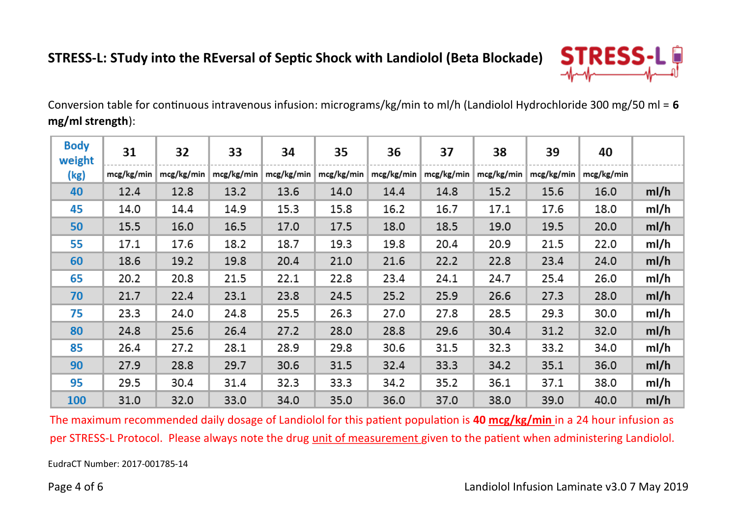**STRESS-L: STudy into the REversal of Septic Shock with Landiolol (Beta Blockade)**

Conversion table for continuous intravenous infusion: micrograms/kg/min to ml/h (Landiolol Hydrochloride 300 mg/50 ml = **6 mg/ml strength**):

| Body weight (kg) | 31 mcg/kg/min | 32 mcg/kg/min | 33 mcg/kg/min | 34 mcg/kg/min | 35 mcg/kg/min | 36 mcg/kg/min | 37 mcg/kg/min | 38 mcg/kg/min | 39 mcg/kg/min | 40 mcg/kg/min | |
|---|---|---|---|---|---|---|---|---|---|---|---|
| 40 | 12.4 | 12.8 | 13.2 | 13.6 | 14.0 | 14.4 | 14.8 | 15.2 | 15.6 | 16.0 | ml/h |
| 45 | 14.0 | 14.4 | 14.9 | 15.3 | 15.8 | 16.2 | 16.7 | 17.1 | 17.6 | 18.0 | ml/h |
| 50 | 15.5 | 16.0 | 16.5 | 17.0 | 17.5 | 18.0 | 18.5 | 19.0 | 19.5 | 20.0 | ml/h |
| 55 | 17.1 | 17.6 | 18.2 | 18.7 | 19.3 | 19.8 | 20.4 | 20.9 | 21.5 | 22.0 | ml/h |
| 60 | 18.6 | 19.2 | 19.8 | 20.4 | 21.0 | 21.6 | 22.2 | 22.8 | 23.4 | 24.0 | ml/h |
| 65 | 20.2 | 20.8 | 21.5 | 22.1 | 22.8 | 23.4 | 24.1 | 24.7 | 25.4 | 26.0 | ml/h |
| 70 | 21.7 | 22.4 | 23.1 | 23.8 | 24.5 | 25.2 | 25.9 | 26.6 | 27.3 | 28.0 | ml/h |
| 75 | 23.3 | 24.0 | 24.8 | 25.5 | 26.3 | 27.0 | 27.8 | 28.5 | 29.3 | 30.0 | ml/h |
| 80 | 24.8 | 25.6 | 26.4 | 27.2 | 28.0 | 28.8 | 29.6 | 30.4 | 31.2 | 32.0 | ml/h |
| 85 | 26.4 | 27.2 | 28.1 | 28.9 | 29.8 | 30.6 | 31.5 | 32.3 | 33.2 | 34.0 | ml/h |
| 90 | 27.9 | 28.8 | 29.7 | 30.6 | 31.5 | 32.4 | 33.3 | 34.2 | 35.1 | 36.0 | ml/h |
| 95 | 29.5 | 30.4 | 31.4 | 32.3 | 33.3 | 34.2 | 35.2 | 36.1 | 37.1 | 38.0 | ml/h |
| 100 | 31.0 | 32.0 | 33.0 | 34.0 | 35.0 | 36.0 | 37.0 | 38.0 | 39.0 | 40.0 | ml/h |

The maximum recommended daily dosage of Landiolol for this patient population is **40 mcg/kg/min** in a 24 hour infusion as per STRESS-L Protocol. Please always note the drug unit of measurement given to the patient when administering Landiolol.

EudraCT Number: 2017-001785-14

Landiolol Infusion Laminate v3.0 7 May 2019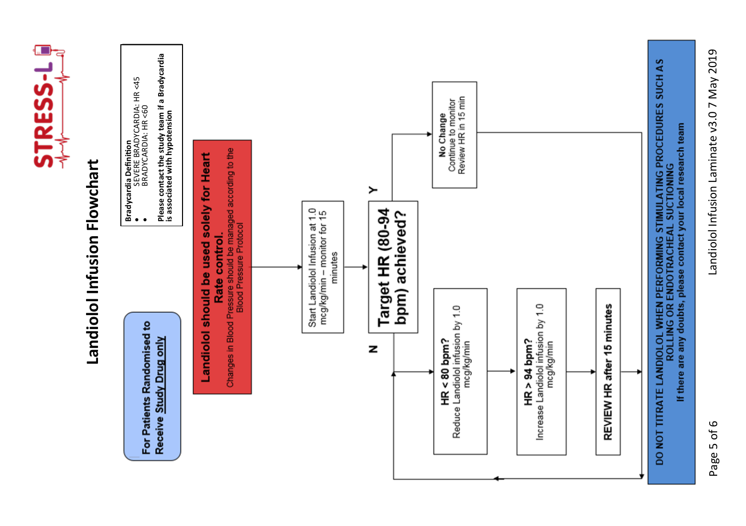STRESS-L

# Landiolol Infusion Flowchart

**For Patients Randomised to Receive <u>Study Drug only</u>**

**Bradycardia Definition**

- SEVERE BRADYCARDIA: HR <45
- BRADYCARDIA: HR <60

**Please contact the study team if a Bradycardia is associated with hypotension**

**Landiolol should be used solely for Heart Rate control.**

Changes in Blood Pressure should be managed according to the Blood Pressure Protocol

Start Landiolol Infusion at 1.0 mcg/kg/min – monitor for 15 minutes

**Target HR (80-94 bpm) achieved?**

**Y** → **No Change**
Continue to monitor
Review HR in 15 min

**N** →

**HR < 80 bpm?**
Reduce Landiolol infusion by 1.0 mcg/kg/min

**HR > 94 bpm?**
Increase Landiolol infusion by 1.0 mcg/kg/min

**REVIEW HR after 15 minutes**

**DO NOT TITRATE LANDIOLOL WHEN PERFORMING STIMULATING PROCEDURES SUCH AS ROLLING OR ENDOTRACHEAL SUCTIONING**

**If there are any doubts, please contact your local research team**

Landiolol Infusion Laminate v3.0 7 May 2019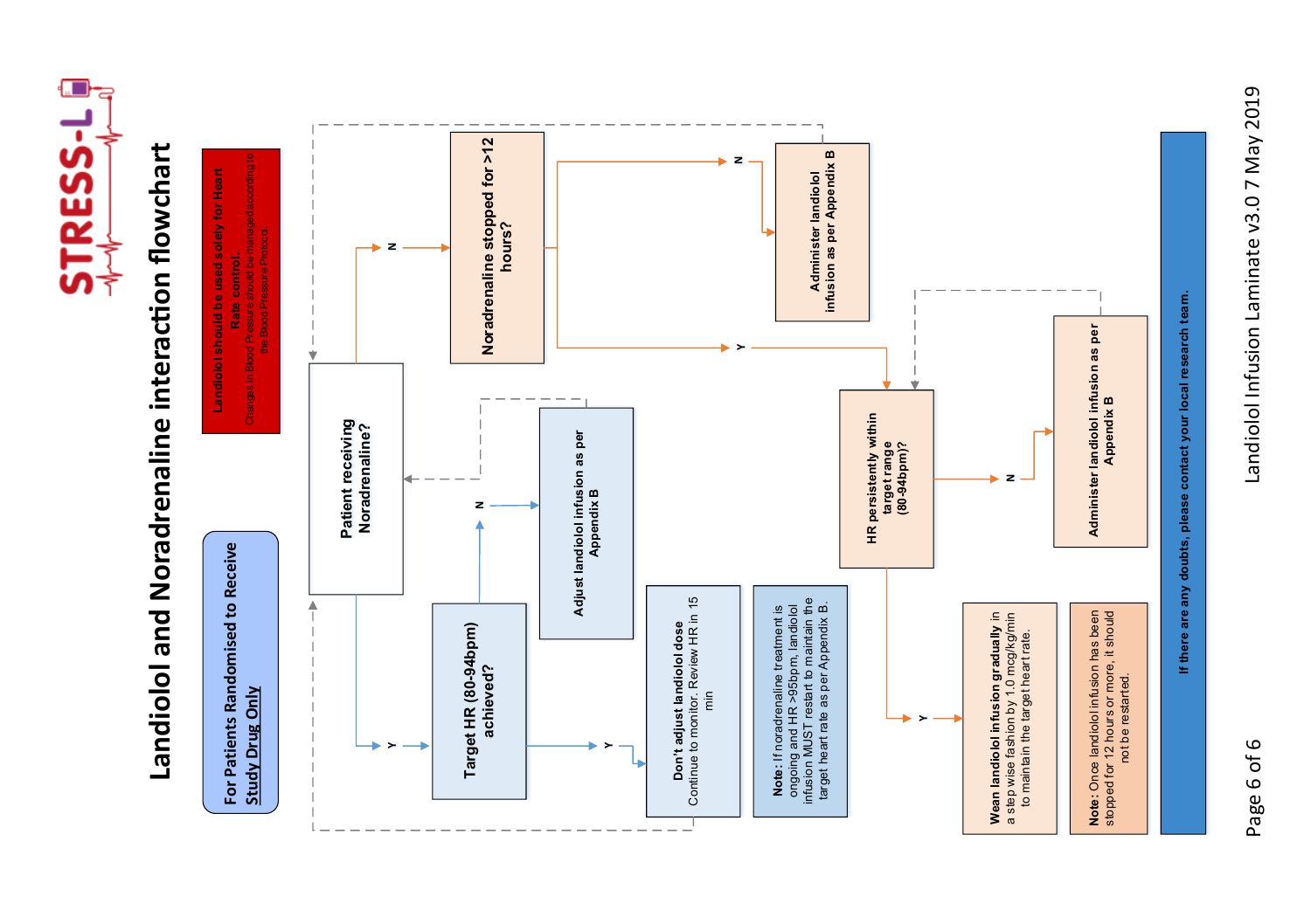# Landiolol and Noradrenaline interaction flowchart

STRESS-L

**For Patients Randomised to Receive Study Drug Only**

**Landiolol should be used solely for Heart Rate control.**
Changes in Blood Pressure should be managed according to the Blood Pressure Protocol.

**Patient receiving Noradrenaline?**

- Y → **Target HR (80-94bpm) achieved?**
  - Y → **Don't adjust landiolol dose** Continue to monitor. Review HR in 15 min
  - N → **Adjust landiolol infusion as per Appendix B**
- N → **Noradrenaline stopped for >12 hours?**
  - N → **Administer landiolol infusion as per Appendix B**
  - Y → **HR persistently within target range (80-94bpm)?**
    - Y → **Wean landiolol infusion gradually** in a step wise fashion by 1.0 mcg/kg/min to maintain the target heart rate.
    - N → **Administer landiolol infusion as per Appendix B**

**Note**: If noradrenaline treatment is ongoing and HR >95bpm, landiolol infusion MUST restart to maintain the target heart rate as per Appendix B.

**Note:** Once landiolol infusion has been stopped for 12 hours or more, it should not be restarted.

**If there are any doubts, please contact your local research team.**

Landiolol Infusion Laminate v3.0 7 May 2019